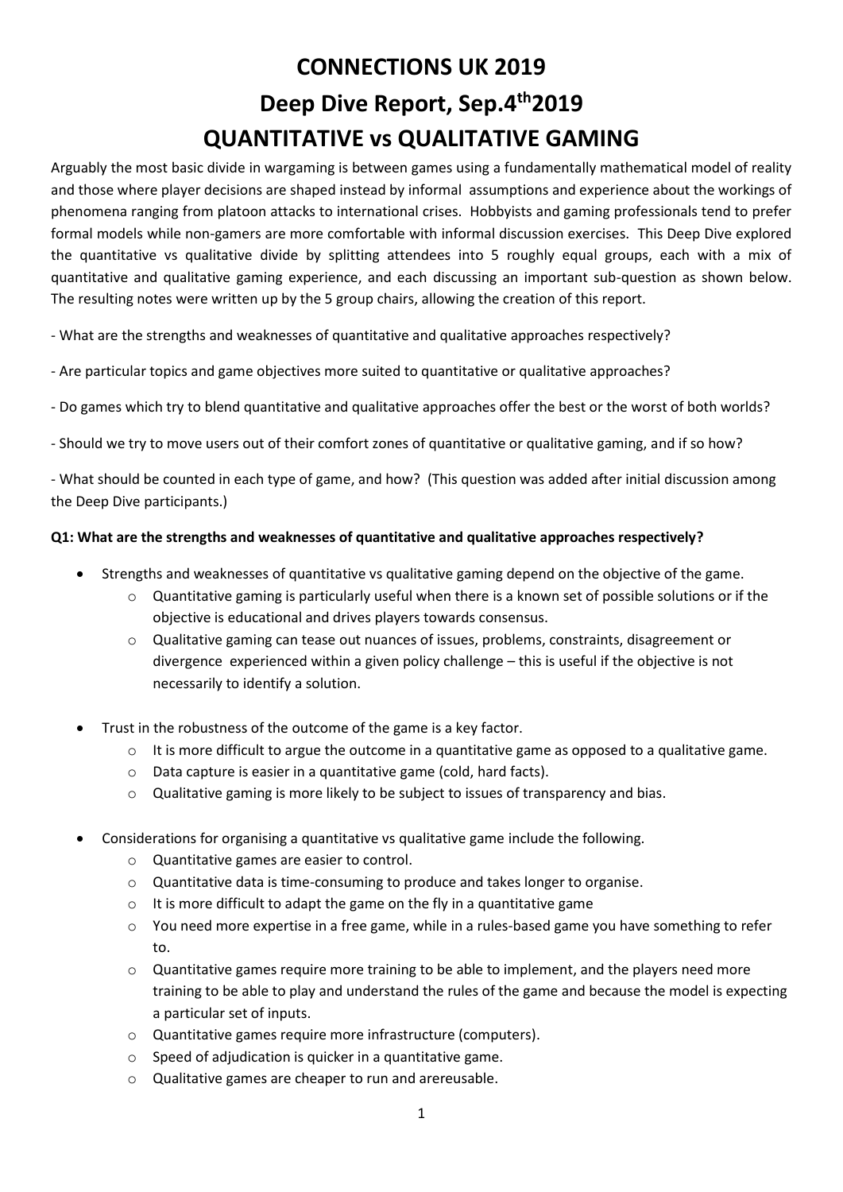# CONNECTIONS UK 2019

# Deep Dive Report, Sep.4th2019

# QUANTITATIVE vs QUALITATIVE GAMING

Arguably the most basic divide in wargaming is between games using a fundamentally mathematical model of reality and those where player decisions are shaped instead by informal assumptions and experience about the workings of phenomena ranging from platoon attacks to international crises. Hobbyists and gaming professionals tend to prefer formal models while non-gamers are more comfortable with informal discussion exercises. This Deep Dive explored the quantitative vs qualitative divide by splitting attendees into 5 roughly equal groups, each with a mix of quantitative and qualitative gaming experience, and each discussing an important sub-question as shown below. The resulting notes were written up by the 5 group chairs, allowing the creation of this report.

- What are the strengths and weaknesses of quantitative and qualitative approaches respectively?

- Are particular topics and game objectives more suited to quantitative or qualitative approaches?

- Do games which try to blend quantitative and qualitative approaches offer the best or the worst of both worlds?

- Should we try to move users out of their comfort zones of quantitative or qualitative gaming, and if so how?

- What should be counted in each type of game, and how? (This question was added after initial discussion among the Deep Dive participants.)

**Q1: What are the strengths and weaknesses of quantitative and qualitative approaches respectively?**

- Strengths and weaknesses of quantitative vs qualitative gaming depend on the objective of the game.
  - Quantitative gaming is particularly useful when there is a known set of possible solutions or if the objective is educational and drives players towards consensus.
  - Qualitative gaming can tease out nuances of issues, problems, constraints, disagreement or divergence experienced within a given policy challenge – this is useful if the objective is not necessarily to identify a solution.

- Trust in the robustness of the outcome of the game is a key factor.
  - It is more difficult to argue the outcome in a quantitative game as opposed to a qualitative game.
  - Data capture is easier in a quantitative game (cold, hard facts).
  - Qualitative gaming is more likely to be subject to issues of transparency and bias.

- Considerations for organising a quantitative vs qualitative game include the following.
  - Quantitative games are easier to control.
  - Quantitative data is time-consuming to produce and takes longer to organise.
  - It is more difficult to adapt the game on the fly in a quantitative game
  - You need more expertise in a free game, while in a rules-based game you have something to refer to.
  - Quantitative games require more training to be able to implement, and the players need more training to be able to play and understand the rules of the game and because the model is expecting a particular set of inputs.
  - Quantitative games require more infrastructure (computers).
  - Speed of adjudication is quicker in a quantitative game.
  - Qualitative games are cheaper to run and arereusable.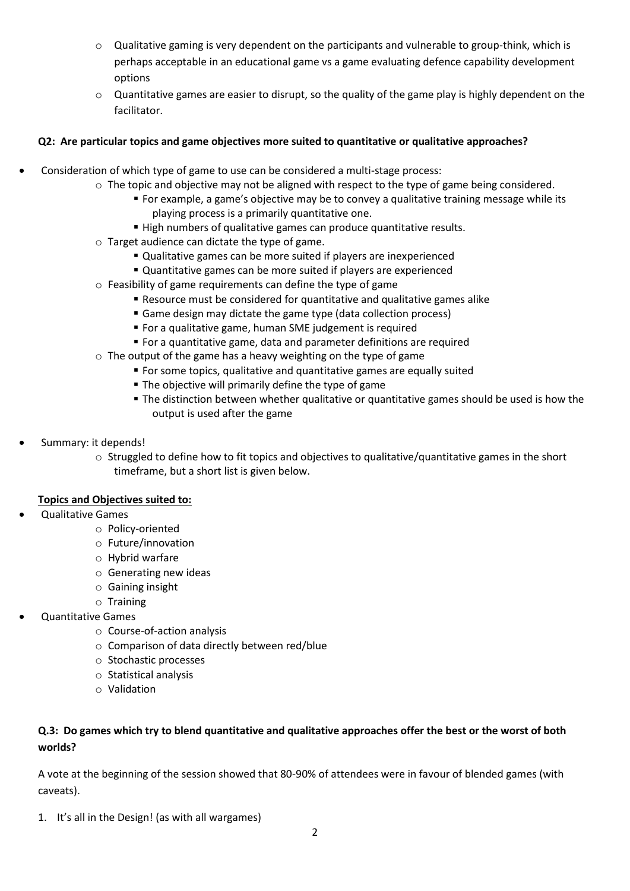- Qualitative gaming is very dependent on the participants and vulnerable to group-think, which is perhaps acceptable in an educational game vs a game evaluating defence capability development options
  - Quantitative games are easier to disrupt, so the quality of the game play is highly dependent on the facilitator.

**Q2: Are particular topics and game objectives more suited to quantitative or qualitative approaches?**

- Consideration of which type of game to use can be considered a multi-stage process:
  - The topic and objective may not be aligned with respect to the type of game being considered.
    - For example, a game's objective may be to convey a qualitative training message while its playing process is a primarily quantitative one.
    - High numbers of qualitative games can produce quantitative results.
  - Target audience can dictate the type of game.
    - Qualitative games can be more suited if players are inexperienced
    - Quantitative games can be more suited if players are experienced
  - Feasibility of game requirements can define the type of game
    - Resource must be considered for quantitative and qualitative games alike
    - Game design may dictate the game type (data collection process)
    - For a qualitative game, human SME judgement is required
    - For a quantitative game, data and parameter definitions are required
  - The output of the game has a heavy weighting on the type of game
    - For some topics, qualitative and quantitative games are equally suited
    - The objective will primarily define the type of game
    - The distinction between whether qualitative or quantitative games should be used is how the output is used after the game

- Summary: it depends!
  - Struggled to define how to fit topics and objectives to qualitative/quantitative games in the short timeframe, but a short list is given below.

**<u>Topics and Objectives suited to:</u>**

- Qualitative Games
  - Policy-oriented
  - Future/innovation
  - Hybrid warfare
  - Generating new ideas
  - Gaining insight
  - Training
- Quantitative Games
  - Course-of-action analysis
  - Comparison of data directly between red/blue
  - Stochastic processes
  - Statistical analysis
  - Validation

**Q.3: Do games which try to blend quantitative and qualitative approaches offer the best or the worst of both worlds?**

A vote at the beginning of the session showed that 80-90% of attendees were in favour of blended games (with caveats).

1. It's all in the Design! (as with all wargames)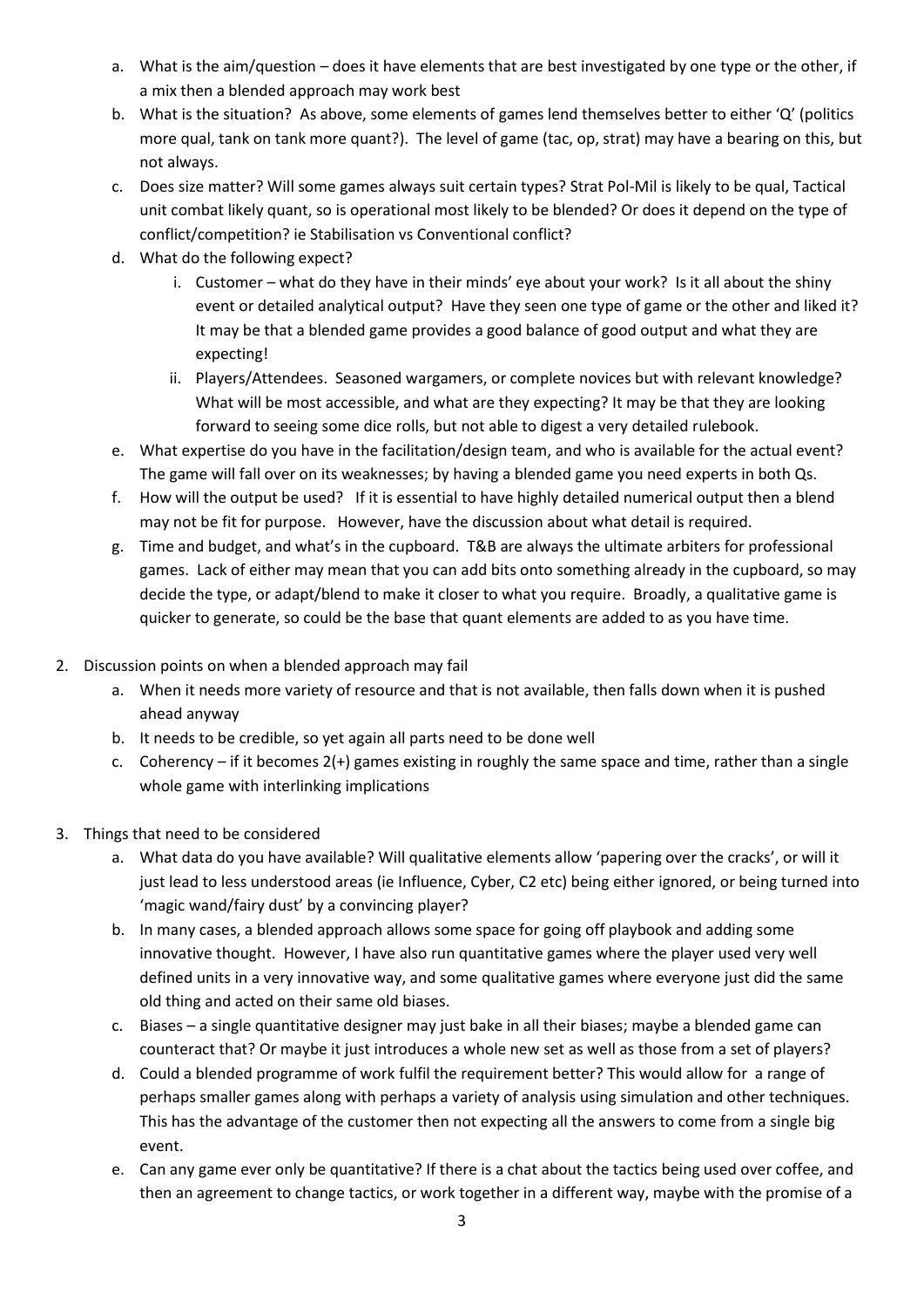a. What is the aim/question – does it have elements that are best investigated by one type or the other, if a mix then a blended approach may work best
b. What is the situation? As above, some elements of games lend themselves better to either 'Q' (politics more qual, tank on tank more quant?). The level of game (tac, op, strat) may have a bearing on this, but not always.
c. Does size matter? Will some games always suit certain types? Strat Pol-Mil is likely to be qual, Tactical unit combat likely quant, so is operational most likely to be blended? Or does it depend on the type of conflict/competition? ie Stabilisation vs Conventional conflict?
d. What do the following expect?
    i. Customer – what do they have in their minds' eye about your work? Is it all about the shiny event or detailed analytical output? Have they seen one type of game or the other and liked it? It may be that a blended game provides a good balance of good output and what they are expecting!
    ii. Players/Attendees. Seasoned wargamers, or complete novices but with relevant knowledge? What will be most accessible, and what are they expecting? It may be that they are looking forward to seeing some dice rolls, but not able to digest a very detailed rulebook.
e. What expertise do you have in the facilitation/design team, and who is available for the actual event? The game will fall over on its weaknesses; by having a blended game you need experts in both Qs.
f. How will the output be used? If it is essential to have highly detailed numerical output then a blend may not be fit for purpose. However, have the discussion about what detail is required.
g. Time and budget, and what's in the cupboard. T&B are always the ultimate arbiters for professional games. Lack of either may mean that you can add bits onto something already in the cupboard, so may decide the type, or adapt/blend to make it closer to what you require. Broadly, a qualitative game is quicker to generate, so could be the base that quant elements are added to as you have time.

2. Discussion points on when a blended approach may fail
    a. When it needs more variety of resource and that is not available, then falls down when it is pushed ahead anyway
    b. It needs to be credible, so yet again all parts need to be done well
    c. Coherency – if it becomes 2(+) games existing in roughly the same space and time, rather than a single whole game with interlinking implications

3. Things that need to be considered
    a. What data do you have available? Will qualitative elements allow 'papering over the cracks', or will it just lead to less understood areas (ie Influence, Cyber, C2 etc) being either ignored, or being turned into 'magic wand/fairy dust' by a convincing player?
    b. In many cases, a blended approach allows some space for going off playbook and adding some innovative thought. However, I have also run quantitative games where the player used very well defined units in a very innovative way, and some qualitative games where everyone just did the same old thing and acted on their same old biases.
    c. Biases – a single quantitative designer may just bake in all their biases; maybe a blended game can counteract that? Or maybe it just introduces a whole new set as well as those from a set of players?
    d. Could a blended programme of work fulfil the requirement better? This would allow for a range of perhaps smaller games along with perhaps a variety of analysis using simulation and other techniques. This has the advantage of the customer then not expecting all the answers to come from a single big event.
    e. Can any game ever only be quantitative? If there is a chat about the tactics being used over coffee, and then an agreement to change tactics, or work together in a different way, maybe with the promise of a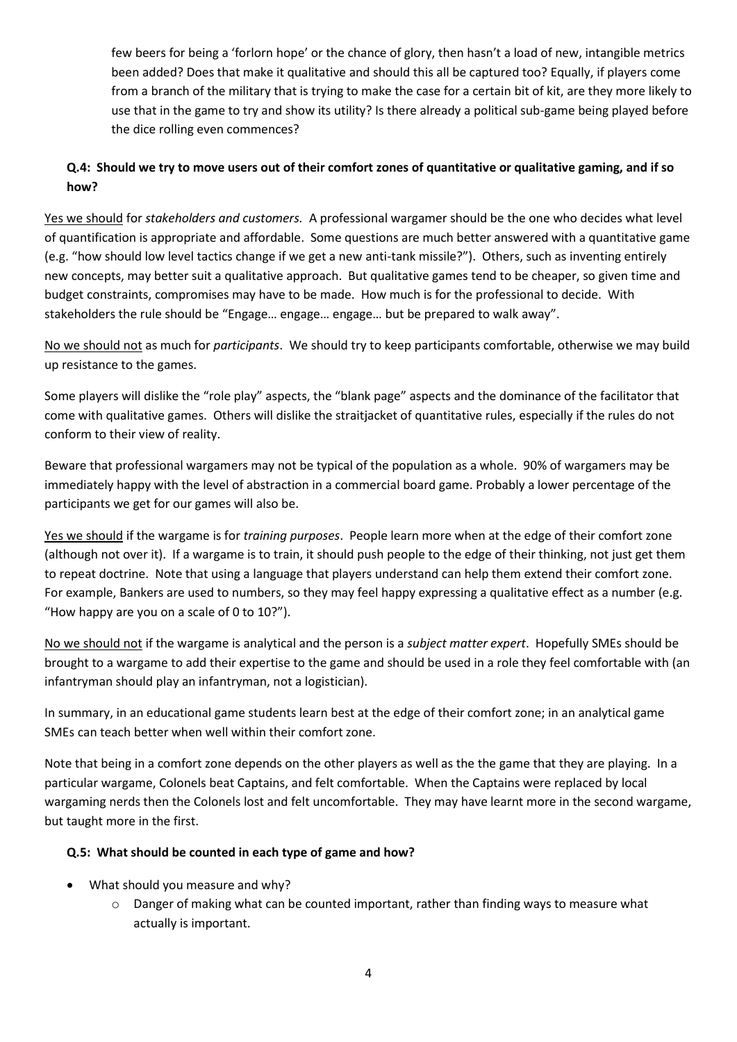few beers for being a 'forlorn hope' or the chance of glory, then hasn't a load of new, intangible metrics been added? Does that make it qualitative and should this all be captured too? Equally, if players come from a branch of the military that is trying to make the case for a certain bit of kit, are they more likely to use that in the game to try and show its utility? Is there already a political sub-game being played before the dice rolling even commences?

### Q.4: Should we try to move users out of their comfort zones of quantitative or qualitative gaming, and if so how?

<u>Yes we should</u> for *stakeholders and customers.* A professional wargamer should be the one who decides what level of quantification is appropriate and affordable. Some questions are much better answered with a quantitative game (e.g. "how should low level tactics change if we get a new anti-tank missile?"). Others, such as inventing entirely new concepts, may better suit a qualitative approach. But qualitative games tend to be cheaper, so given time and budget constraints, compromises may have to be made. How much is for the professional to decide. With stakeholders the rule should be "Engage… engage… engage… but be prepared to walk away".

<u>No we should not</u> as much for *participants*. We should try to keep participants comfortable, otherwise we may build up resistance to the games.

Some players will dislike the "role play" aspects, the "blank page" aspects and the dominance of the facilitator that come with qualitative games. Others will dislike the straitjacket of quantitative rules, especially if the rules do not conform to their view of reality.

Beware that professional wargamers may not be typical of the population as a whole. 90% of wargamers may be immediately happy with the level of abstraction in a commercial board game. Probably a lower percentage of the participants we get for our games will also be.

<u>Yes we should</u> if the wargame is for *training purposes*. People learn more when at the edge of their comfort zone (although not over it). If a wargame is to train, it should push people to the edge of their thinking, not just get them to repeat doctrine. Note that using a language that players understand can help them extend their comfort zone. For example, Bankers are used to numbers, so they may feel happy expressing a qualitative effect as a number (e.g. "How happy are you on a scale of 0 to 10?").

<u>No we should not</u> if the wargame is analytical and the person is a *subject matter expert*. Hopefully SMEs should be brought to a wargame to add their expertise to the game and should be used in a role they feel comfortable with (an infantryman should play an infantryman, not a logistician).

In summary, in an educational game students learn best at the edge of their comfort zone; in an analytical game SMEs can teach better when well within their comfort zone.

Note that being in a comfort zone depends on the other players as well as the the game that they are playing. In a particular wargame, Colonels beat Captains, and felt comfortable. When the Captains were replaced by local wargaming nerds then the Colonels lost and felt uncomfortable. They may have learnt more in the second wargame, but taught more in the first.

### Q.5: What should be counted in each type of game and how?

- What should you measure and why?
  - Danger of making what can be counted important, rather than finding ways to measure what actually is important.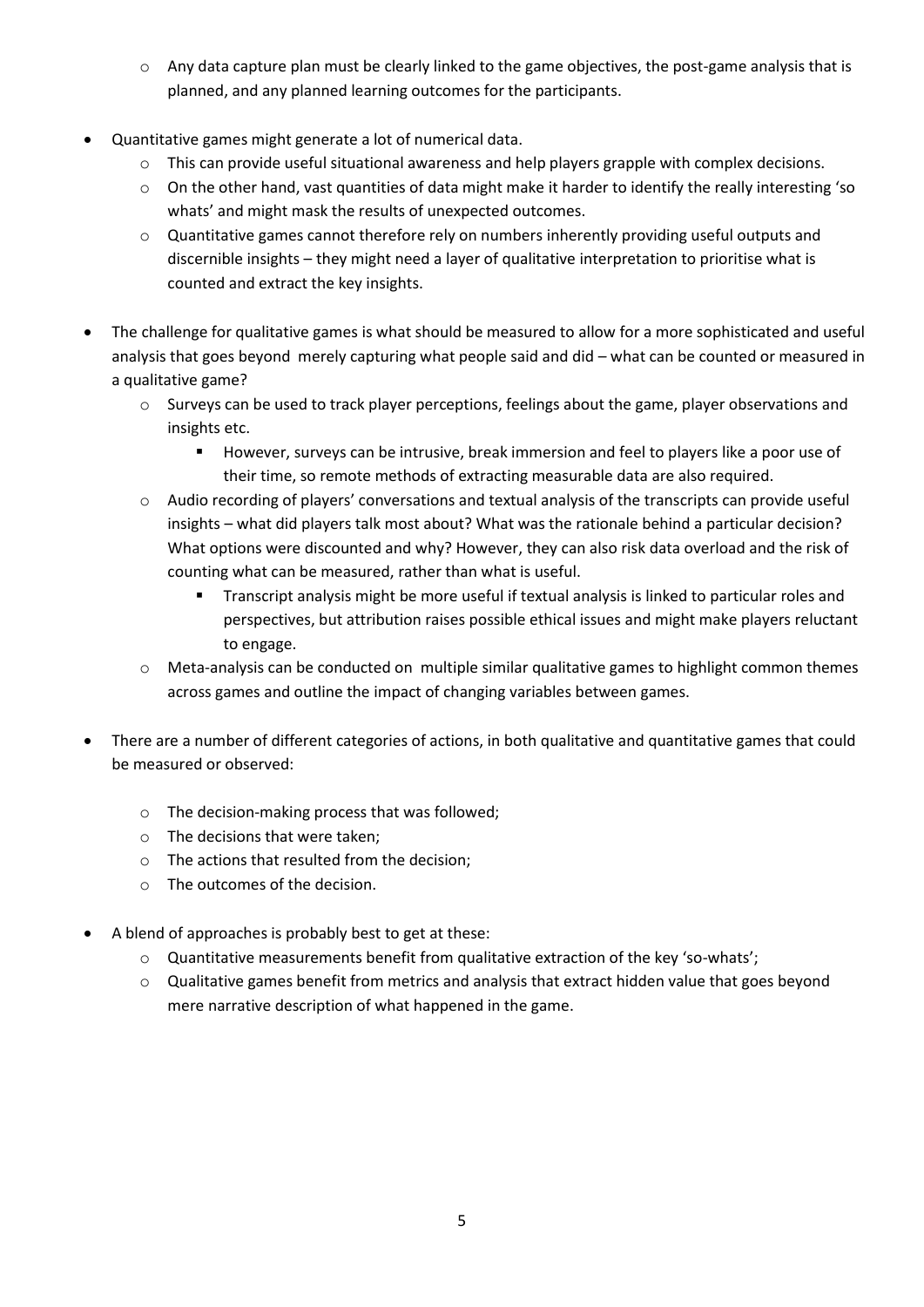- Any data capture plan must be clearly linked to the game objectives, the post-game analysis that is planned, and any planned learning outcomes for the participants.

- Quantitative games might generate a lot of numerical data.
  - This can provide useful situational awareness and help players grapple with complex decisions.
  - On the other hand, vast quantities of data might make it harder to identify the really interesting 'so whats' and might mask the results of unexpected outcomes.
  - Quantitative games cannot therefore rely on numbers inherently providing useful outputs and discernible insights – they might need a layer of qualitative interpretation to prioritise what is counted and extract the key insights.

- The challenge for qualitative games is what should be measured to allow for a more sophisticated and useful analysis that goes beyond merely capturing what people said and did – what can be counted or measured in a qualitative game?
  - Surveys can be used to track player perceptions, feelings about the game, player observations and insights etc.
    - However, surveys can be intrusive, break immersion and feel to players like a poor use of their time, so remote methods of extracting measurable data are also required.
  - Audio recording of players' conversations and textual analysis of the transcripts can provide useful insights – what did players talk most about? What was the rationale behind a particular decision? What options were discounted and why? However, they can also risk data overload and the risk of counting what can be measured, rather than what is useful.
    - Transcript analysis might be more useful if textual analysis is linked to particular roles and perspectives, but attribution raises possible ethical issues and might make players reluctant to engage.
  - Meta-analysis can be conducted on multiple similar qualitative games to highlight common themes across games and outline the impact of changing variables between games.

- There are a number of different categories of actions, in both qualitative and quantitative games that could be measured or observed:

  - The decision-making process that was followed;
  - The decisions that were taken;
  - The actions that resulted from the decision;
  - The outcomes of the decision.

- A blend of approaches is probably best to get at these:
  - Quantitative measurements benefit from qualitative extraction of the key 'so-whats';
  - Qualitative games benefit from metrics and analysis that extract hidden value that goes beyond mere narrative description of what happened in the game.